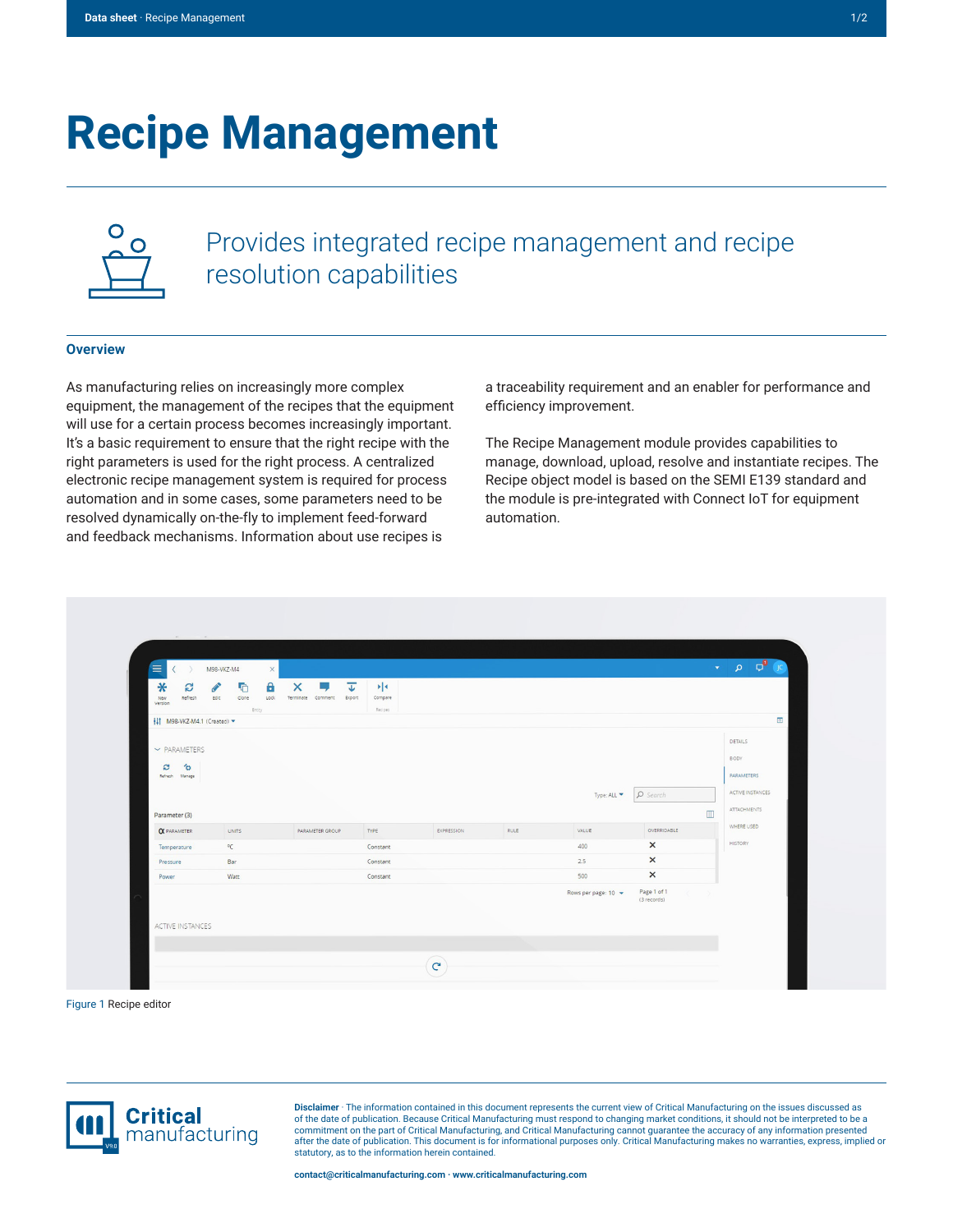# Recipe Management

Provides integrated recipe management and recipe resolution capabilities

## Overview

As manufacturing relies on increasingly more complex equipment, the management of the recipes that the equipment will use for a certain process becomes increasingly important. It's a basic requirement to ensure that the right recipe with the right parameters is used for the right process. A centralized electronic recipe management system is required for process automation and in some cases, some parameters need to be resolved dynamically on-the-fly to implement feed-forward and feedback mechanisms. Information about use recipes is a traceability requirement and an enabler for performance and efficiency improvement.

The Recipe Management module provides capabilities to manage, download, upload, resolve and instantiate recipes. The Recipe object model is based on the SEMI E139 standard and the module is pre-integrated with Connect IoT for equipment automation.

Figure 1 Recipe editor

**Disclaimer** · The information contained in this document represents the current view of Critical Manufacturing on the issues discussed as of the date of publication. Because Critical Manufacturing must respond to changing market conditions, it should not be interpreted to be a commitment on the part of Critical Manufacturing, and Critical Manufacturing cannot guarantee the accuracy of any information presented after the date of publication. This document is for informational purposes only. Critical Manufacturing makes no warranties, express, implied or statutory, as to the information herein contained.

contact@criticalmanufacturing.com · www.criticalmanufacturing.com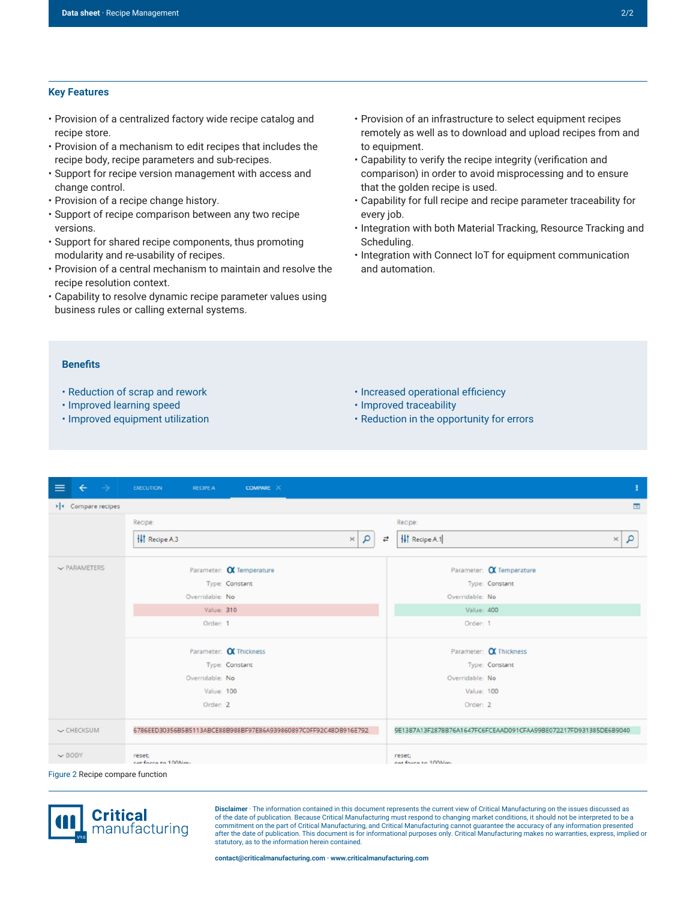## Key Features

- Provision of a centralized factory wide recipe catalog and recipe store.
- Provision of a mechanism to edit recipes that includes the recipe body, recipe parameters and sub-recipes.
- Support for recipe version management with access and change control.
- Provision of a recipe change history.
- Support of recipe comparison between any two recipe versions.
- Support for shared recipe components, thus promoting modularity and re-usability of recipes.
- Provision of a central mechanism to maintain and resolve the recipe resolution context.
- Capability to resolve dynamic recipe parameter values using business rules or calling external systems.
- Provision of an infrastructure to select equipment recipes remotely as well as to download and upload recipes from and to equipment.
- Capability to verify the recipe integrity (verification and comparison) in order to avoid misprocessing and to ensure that the golden recipe is used.
- Capability for full recipe and recipe parameter traceability for every job.
- Integration with both Material Tracking, Resource Tracking and Scheduling.
- Integration with Connect IoT for equipment communication and automation.

## Benefits

- Reduction of scrap and rework
- Improved learning speed
- Improved equipment utilization
- Increased operational efficiency
- Improved traceability
- Reduction in the opportunity for errors

Figure 2 Recipe compare function

**Disclaimer** · The information contained in this document represents the current view of Critical Manufacturing on the issues discussed as of the date of publication. Because Critical Manufacturing must respond to changing market conditions, it should not be interpreted to be a commitment on the part of Critical Manufacturing, and Critical Manufacturing cannot guarantee the accuracy of any information presented after the date of publication. This document is for informational purposes only. Critical Manufacturing makes no warranties, express, implied or statutory, as to the information herein contained.

**contact@criticalmanufacturing.com · www.criticalmanufacturing.com**